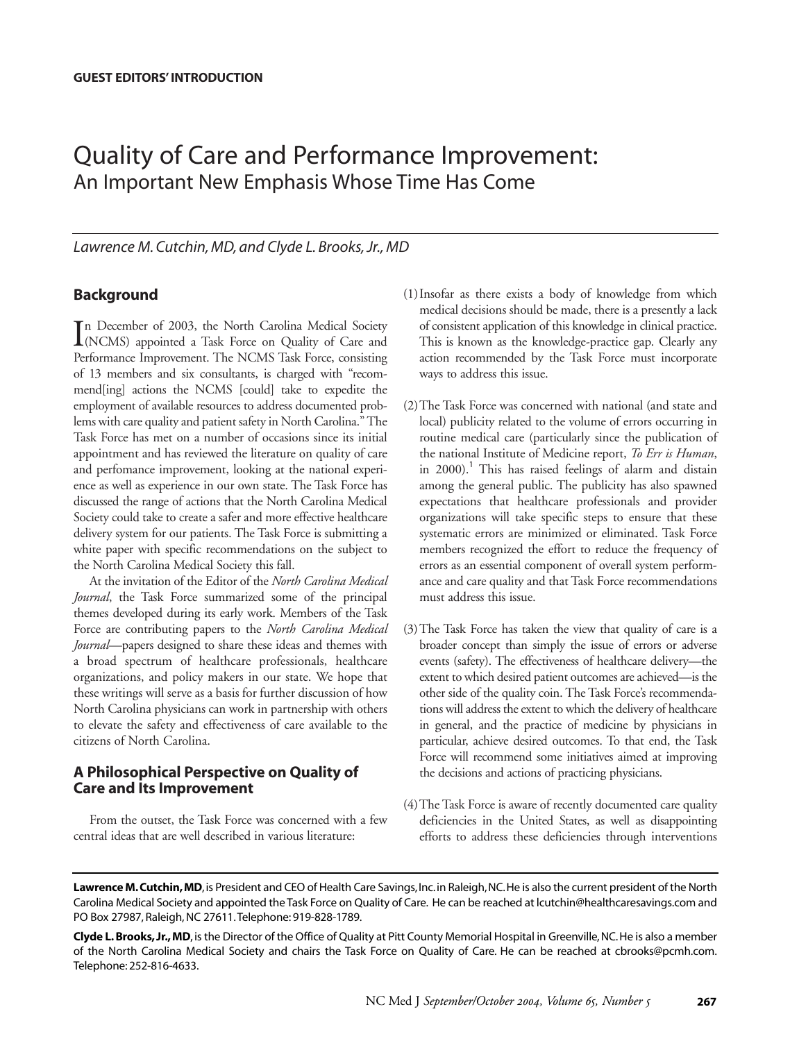**GUEST EDITORS' INTRODUCTION**

# Quality of Care and Performance Improvement:
## An Important New Emphasis Whose Time Has Come

*Lawrence M. Cutchin, MD, and Clyde L. Brooks, Jr., MD*

## Background

In December of 2003, the North Carolina Medical Society (NCMS) appointed a Task Force on Quality of Care and Performance Improvement. The NCMS Task Force, consisting of 13 members and six consultants, is charged with "recommend[ing] actions the NCMS [could] take to expedite the employment of available resources to address documented problems with care quality and patient safety in North Carolina." The Task Force has met on a number of occasions since its initial appointment and has reviewed the literature on quality of care and perfomance improvement, looking at the national experience as well as experience in our own state. The Task Force has discussed the range of actions that the North Carolina Medical Society could take to create a safer and more effective healthcare delivery system for our patients. The Task Force is submitting a white paper with specific recommendations on the subject to the North Carolina Medical Society this fall.

At the invitation of the Editor of the *North Carolina Medical Journal*, the Task Force summarized some of the principal themes developed during its early work. Members of the Task Force are contributing papers to the *North Carolina Medical Journal*—papers designed to share these ideas and themes with a broad spectrum of healthcare professionals, healthcare organizations, and policy makers in our state. We hope that these writings will serve as a basis for further discussion of how North Carolina physicians can work in partnership with others to elevate the safety and effectiveness of care available to the citizens of North Carolina.

## A Philosophical Perspective on Quality of Care and Its Improvement

From the outset, the Task Force was concerned with a few central ideas that are well described in various literature:

(1) Insofar as there exists a body of knowledge from which medical decisions should be made, there is a presently a lack of consistent application of this knowledge in clinical practice. This is known as the knowledge-practice gap. Clearly any action recommended by the Task Force must incorporate ways to address this issue.

(2) The Task Force was concerned with national (and state and local) publicity related to the volume of errors occurring in routine medical care (particularly since the publication of the national Institute of Medicine report, *To Err is Human*, in 2000).[1] This has raised feelings of alarm and distain among the general public. The publicity has also spawned expectations that healthcare professionals and provider organizations will take specific steps to ensure that these systematic errors are minimized or eliminated. Task Force members recognized the effort to reduce the frequency of errors as an essential component of overall system performance and care quality and that Task Force recommendations must address this issue.

(3) The Task Force has taken the view that quality of care is a broader concept than simply the issue of errors or adverse events (safety). The effectiveness of healthcare delivery—the extent to which desired patient outcomes are achieved—is the other side of the quality coin. The Task Force's recommendations will address the extent to which the delivery of healthcare in general, and the practice of medicine by physicians in particular, achieve desired outcomes. To that end, the Task Force will recommend some initiatives aimed at improving the decisions and actions of practicing physicians.

(4) The Task Force is aware of recently documented care quality deficiencies in the United States, as well as disappointing efforts to address these deficiencies through interventions

---

**Lawrence M. Cutchin, MD**, is President and CEO of Health Care Savings, Inc. in Raleigh, NC. He is also the current president of the North Carolina Medical Society and appointed the Task Force on Quality of Care. He can be reached at lcutchin@healthcaresavings.com and PO Box 27987, Raleigh, NC 27611. Telephone: 919-828-1789.

**Clyde L. Brooks, Jr., MD**, is the Director of the Office of Quality at Pitt County Memorial Hospital in Greenville, NC. He is also a member of the North Carolina Medical Society and chairs the Task Force on Quality of Care. He can be reached at cbrooks@pcmh.com. Telephone: 252-816-4633.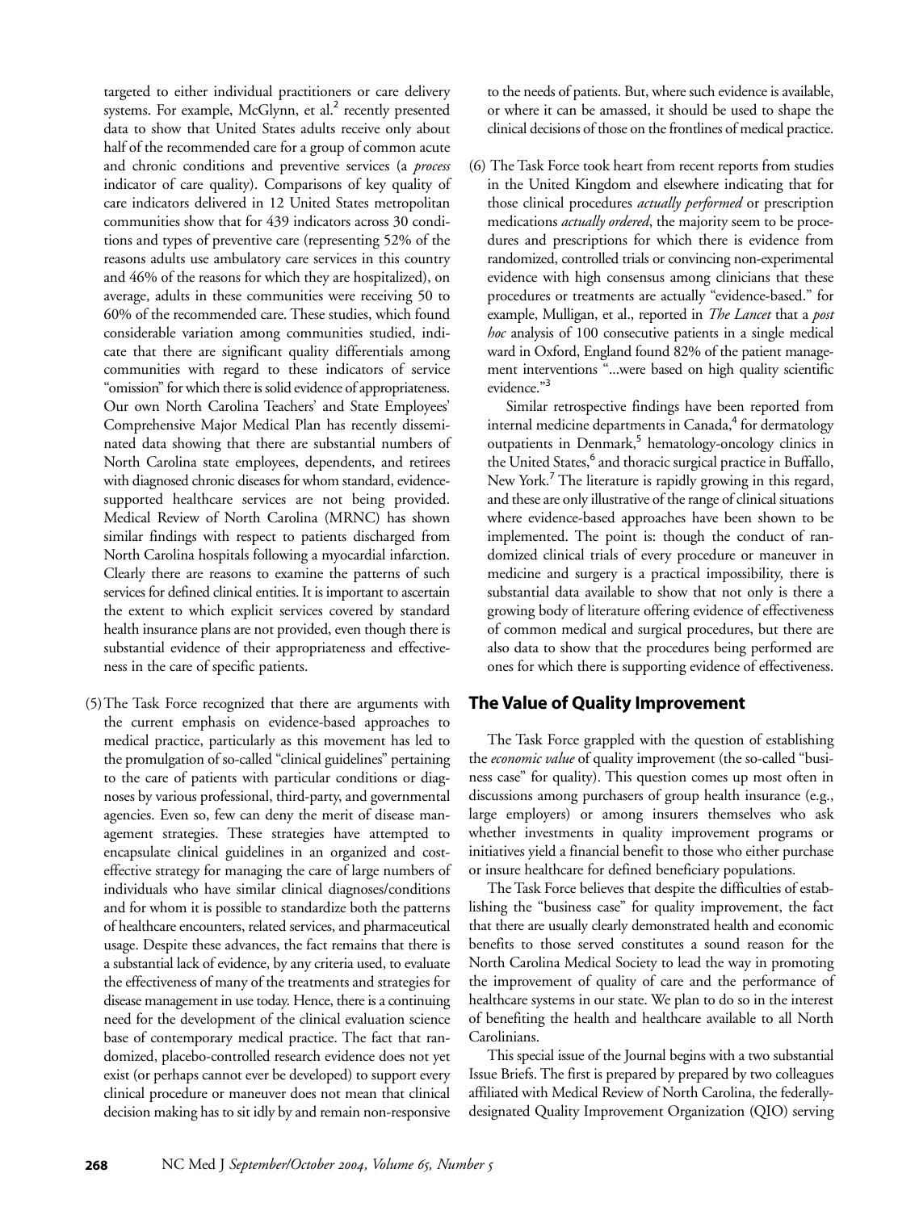targeted to either individual practitioners or care delivery systems. For example, McGlynn, et al.[2] recently presented data to show that United States adults receive only about half of the recommended care for a group of common acute and chronic conditions and preventive services (a *process* indicator of care quality). Comparisons of key quality of care indicators delivered in 12 United States metropolitan communities show that for 439 indicators across 30 conditions and types of preventive care (representing 52% of the reasons adults use ambulatory care services in this country and 46% of the reasons for which they are hospitalized), on average, adults in these communities were receiving 50 to 60% of the recommended care. These studies, which found considerable variation among communities studied, indicate that there are significant quality differentials among communities with regard to these indicators of service "omission" for which there is solid evidence of appropriateness. Our own North Carolina Teachers' and State Employees' Comprehensive Major Medical Plan has recently disseminated data showing that there are substantial numbers of North Carolina state employees, dependents, and retirees with diagnosed chronic diseases for whom standard, evidence-supported healthcare services are not being provided. Medical Review of North Carolina (MRNC) has shown similar findings with respect to patients discharged from North Carolina hospitals following a myocardial infarction. Clearly there are reasons to examine the patterns of such services for defined clinical entities. It is important to ascertain the extent to which explicit services covered by standard health insurance plans are not provided, even though there is substantial evidence of their appropriateness and effectiveness in the care of specific patients.

(5) The Task Force recognized that there are arguments with the current emphasis on evidence-based approaches to medical practice, particularly as this movement has led to the promulgation of so-called "clinical guidelines" pertaining to the care of patients with particular conditions or diagnoses by various professional, third-party, and governmental agencies. Even so, few can deny the merit of disease management strategies. These strategies have attempted to encapsulate clinical guidelines in an organized and cost-effective strategy for managing the care of large numbers of individuals who have similar clinical diagnoses/conditions and for whom it is possible to standardize both the patterns of healthcare encounters, related services, and pharmaceutical usage. Despite these advances, the fact remains that there is a substantial lack of evidence, by any criteria used, to evaluate the effectiveness of many of the treatments and strategies for disease management in use today. Hence, there is a continuing need for the development of the clinical evaluation science base of contemporary medical practice. The fact that randomized, placebo-controlled research evidence does not yet exist (or perhaps cannot ever be developed) to support every clinical procedure or maneuver does not mean that clinical decision making has to sit idly by and remain non-responsive to the needs of patients. But, where such evidence is available, or where it can be amassed, it should be used to shape the clinical decisions of those on the frontlines of medical practice.

(6) The Task Force took heart from recent reports from studies in the United Kingdom and elsewhere indicating that for those clinical procedures *actually performed* or prescription medications *actually ordered*, the majority seem to be procedures and prescriptions for which there is evidence from randomized, controlled trials or convincing non-experimental evidence with high consensus among clinicians that these procedures or treatments are actually "evidence-based." for example, Mulligan, et al., reported in *The Lancet* that a *post hoc* analysis of 100 consecutive patients in a single medical ward in Oxford, England found 82% of the patient management interventions "...were based on high quality scientific evidence."[3]

Similar retrospective findings have been reported from internal medicine departments in Canada,[4] for dermatology outpatients in Denmark,[5] hematology-oncology clinics in the United States,[6] and thoracic surgical practice in Buffalo, New York.[7] The literature is rapidly growing in this regard, and these are only illustrative of the range of clinical situations where evidence-based approaches have been shown to be implemented. The point is: though the conduct of randomized clinical trials of every procedure or maneuver in medicine and surgery is a practical impossibility, there is substantial data available to show that not only is there a growing body of literature offering evidence of effectiveness of common medical and surgical procedures, but there are also data to show that the procedures being performed are ones for which there is supporting evidence of effectiveness.

## The Value of Quality Improvement

The Task Force grappled with the question of establishing the *economic value* of quality improvement (the so-called "business case" for quality). This question comes up most often in discussions among purchasers of group health insurance (e.g., large employers) or among insurers themselves who ask whether investments in quality improvement programs or initiatives yield a financial benefit to those who either purchase or insure healthcare for defined beneficiary populations.

The Task Force believes that despite the difficulties of establishing the "business case" for quality improvement, the fact that there are usually clearly demonstrated health and economic benefits to those served constitutes a sound reason for the North Carolina Medical Society to lead the way in promoting the improvement of quality of care and the performance of healthcare systems in our state. We plan to do so in the interest of benefiting the health and healthcare available to all North Carolinians.

This special issue of the Journal begins with a two substantial Issue Briefs. The first is prepared by prepared by two colleagues affiliated with Medical Review of North Carolina, the federally-designated Quality Improvement Organization (QIO) serving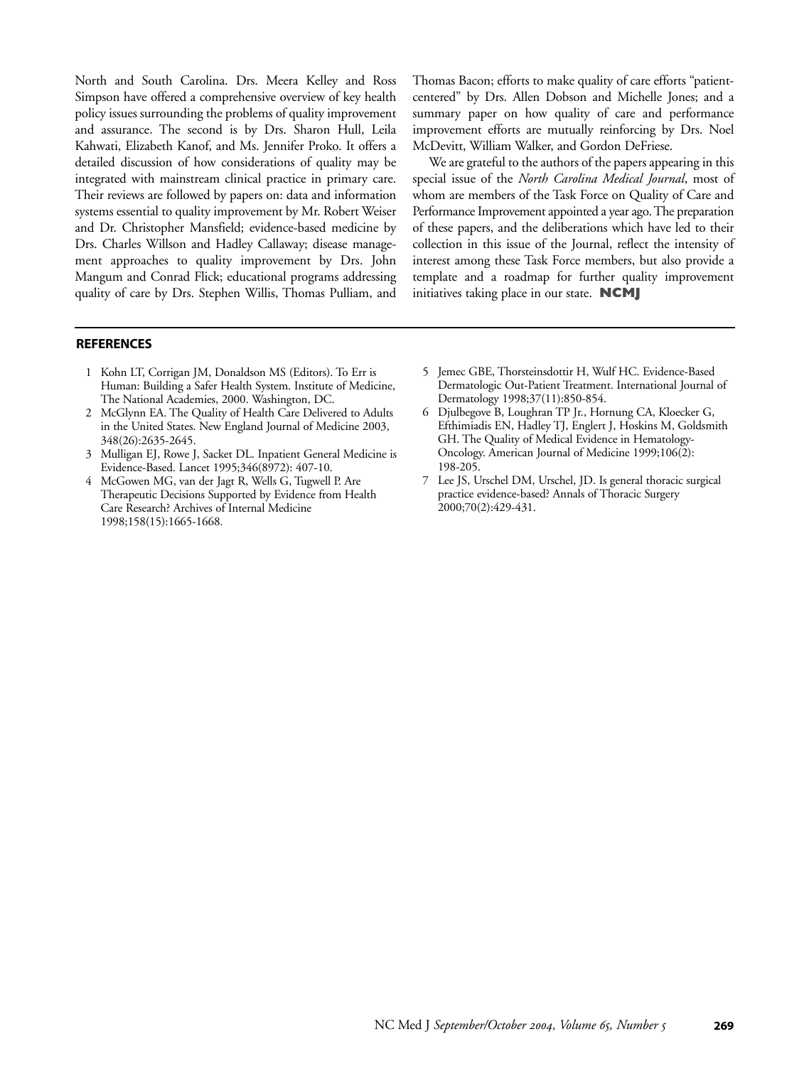North and South Carolina. Drs. Meera Kelley and Ross Simpson have offered a comprehensive overview of key health policy issues surrounding the problems of quality improvement and assurance. The second is by Drs. Sharon Hull, Leila Kahwati, Elizabeth Kanof, and Ms. Jennifer Proko. It offers a detailed discussion of how considerations of quality may be integrated with mainstream clinical practice in primary care. Their reviews are followed by papers on: data and information systems essential to quality improvement by Mr. Robert Weiser and Dr. Christopher Mansfield; evidence-based medicine by Drs. Charles Willson and Hadley Callaway; disease management approaches to quality improvement by Drs. John Mangum and Conrad Flick; educational programs addressing quality of care by Drs. Stephen Willis, Thomas Pulliam, and Thomas Bacon; efforts to make quality of care efforts "patient-centered" by Drs. Allen Dobson and Michelle Jones; and a summary paper on how quality of care and performance improvement efforts are mutually reinforcing by Drs. Noel McDevitt, William Walker, and Gordon DeFriese.

We are grateful to the authors of the papers appearing in this special issue of the *North Carolina Medical Journal*, most of whom are members of the Task Force on Quality of Care and Performance Improvement appointed a year ago. The preparation of these papers, and the deliberations which have led to their collection in this issue of the Journal, reflect the intensity of interest among these Task Force members, but also provide a template and a roadmap for further quality improvement initiatives taking place in our state. **NCMJ**

## REFERENCES

1. Kohn LT, Corrigan JM, Donaldson MS (Editors). To Err is Human: Building a Safer Health System. Institute of Medicine, The National Academies, 2000. Washington, DC.
2. McGlynn EA. The Quality of Health Care Delivered to Adults in the United States. New England Journal of Medicine 2003, 348(26):2635-2645.
3. Mulligan EJ, Rowe J, Sacket DL. Inpatient General Medicine is Evidence-Based. Lancet 1995;346(8972): 407-10.
4. McGowen MG, van der Jagt R, Wells G, Tugwell P. Are Therapeutic Decisions Supported by Evidence from Health Care Research? Archives of Internal Medicine 1998;158(15):1665-1668.
5. Jemec GBE, Thorsteinsdottir H, Wulf HC. Evidence-Based Dermatologic Out-Patient Treatment. International Journal of Dermatology 1998;37(11):850-854.
6. Djulbegove B, Loughran TP Jr., Hornung CA, Kloecker G, Efthimiadis EN, Hadley TJ, Englert J, Hoskins M, Goldsmith GH. The Quality of Medical Evidence in Hematology-Oncology. American Journal of Medicine 1999;106(2): 198-205.
7. Lee JS, Urschel DM, Urschel, JD. Is general thoracic surgical practice evidence-based? Annals of Thoracic Surgery 2000;70(2):429-431.